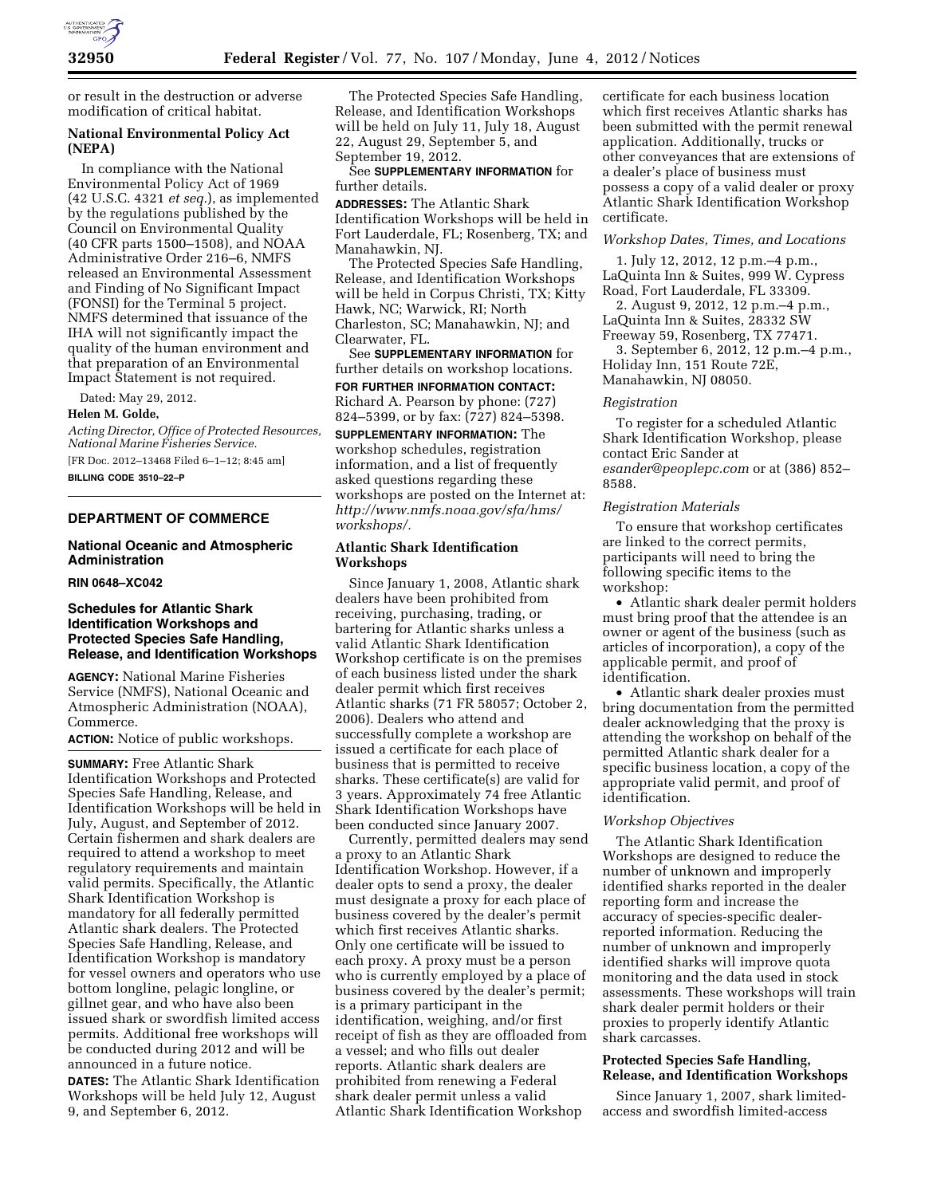or result in the destruction or adverse modification of critical habitat.

**National Environmental Policy Act (NEPA)**

In compliance with the National Environmental Policy Act of 1969 (42 U.S.C. 4321 *et seq.*), as implemented by the regulations published by the Council on Environmental Quality (40 CFR parts 1500–1508), and NOAA Administrative Order 216–6, NMFS released an Environmental Assessment and Finding of No Significant Impact (FONSI) for the Terminal 5 project. NMFS determined that issuance of the IHA will not significantly impact the quality of the human environment and that preparation of an Environmental Impact Statement is not required.

Dated: May 29, 2012.

**Helen M. Golde,**

*Acting Director, Office of Protected Resources, National Marine Fisheries Service.*

[FR Doc. 2012–13468 Filed 6–1–12; 8:45 am]

**BILLING CODE 3510–22–P**

---

## DEPARTMENT OF COMMERCE

### National Oceanic and Atmospheric Administration

**RIN 0648–XC042**

### Schedules for Atlantic Shark Identification Workshops and Protected Species Safe Handling, Release, and Identification Workshops

**AGENCY:** National Marine Fisheries Service (NMFS), National Oceanic and Atmospheric Administration (NOAA), Commerce.

**ACTION:** Notice of public workshops.

**SUMMARY:** Free Atlantic Shark Identification Workshops and Protected Species Safe Handling, Release, and Identification Workshops will be held in July, August, and September of 2012. Certain fishermen and shark dealers are required to attend a workshop to meet regulatory requirements and maintain valid permits. Specifically, the Atlantic Shark Identification Workshop is mandatory for all federally permitted Atlantic shark dealers. The Protected Species Safe Handling, Release, and Identification Workshop is mandatory for vessel owners and operators who use bottom longline, pelagic longline, or gillnet gear, and who have also been issued shark or swordfish limited access permits. Additional free workshops will be conducted during 2012 and will be announced in a future notice.

**DATES:** The Atlantic Shark Identification Workshops will be held July 12, August 9, and September 6, 2012.

The Protected Species Safe Handling, Release, and Identification Workshops will be held on July 11, July 18, August 22, August 29, September 5, and September 19, 2012.

See **SUPPLEMENTARY INFORMATION** for further details.

**ADDRESSES:** The Atlantic Shark Identification Workshops will be held in Fort Lauderdale, FL; Rosenberg, TX; and Manahawkin, NJ.

The Protected Species Safe Handling, Release, and Identification Workshops will be held in Corpus Christi, TX; Kitty Hawk, NC; Warwick, RI; North Charleston, SC; Manahawkin, NJ; and Clearwater, FL.

See **SUPPLEMENTARY INFORMATION** for further details on workshop locations.

**FOR FURTHER INFORMATION CONTACT:** Richard A. Pearson by phone: (727) 824–5399, or by fax: (727) 824–5398.

**SUPPLEMENTARY INFORMATION:** The workshop schedules, registration information, and a list of frequently asked questions regarding these workshops are posted on the Internet at: *http://www.nmfs.noaa.gov/sfa/hms/workshops/.*

### Atlantic Shark Identification Workshops

Since January 1, 2008, Atlantic shark dealers have been prohibited from receiving, purchasing, trading, or bartering for Atlantic sharks unless a valid Atlantic Shark Identification Workshop certificate is on the premises of each business listed under the shark dealer permit which first receives Atlantic sharks (71 FR 58057; October 2, 2006). Dealers who attend and successfully complete a workshop are issued a certificate for each place of business that is permitted to receive sharks. These certificate(s) are valid for 3 years. Approximately 74 free Atlantic Shark Identification Workshops have been conducted since January 2007.

Currently, permitted dealers may send a proxy to an Atlantic Shark Identification Workshop. However, if a dealer opts to send a proxy, the dealer must designate a proxy for each place of business covered by the dealer's permit which first receives Atlantic sharks. Only one certificate will be issued to each proxy. A proxy must be a person who is currently employed by a place of business covered by the dealer's permit; is a primary participant in the identification, weighing, and/or first receipt of fish as they are offloaded from a vessel; and who fills out dealer reports. Atlantic shark dealers are prohibited from renewing a Federal shark dealer permit unless a valid Atlantic Shark Identification Workshop certificate for each business location which first receives Atlantic sharks has been submitted with the permit renewal application. Additionally, trucks or other conveyances that are extensions of a dealer's place of business must possess a copy of a valid dealer or proxy Atlantic Shark Identification Workshop certificate.

#### *Workshop Dates, Times, and Locations*

1. July 12, 2012, 12 p.m.–4 p.m., LaQuinta Inn & Suites, 999 W. Cypress Road, Fort Lauderdale, FL 33309.

2. August 9, 2012, 12 p.m.–4 p.m., LaQuinta Inn & Suites, 28332 SW Freeway 59, Rosenberg, TX 77471.

3. September 6, 2012, 12 p.m.–4 p.m., Holiday Inn, 151 Route 72E, Manahawkin, NJ 08050.

#### *Registration*

To register for a scheduled Atlantic Shark Identification Workshop, please contact Eric Sander at *esander@peoplepc.com* or at (386) 852–8588.

#### *Registration Materials*

To ensure that workshop certificates are linked to the correct permits, participants will need to bring the following specific items to the workshop:

- Atlantic shark dealer permit holders must bring proof that the attendee is an owner or agent of the business (such as articles of incorporation), a copy of the applicable permit, and proof of identification.
- Atlantic shark dealer proxies must bring documentation from the permitted dealer acknowledging that the proxy is attending the workshop on behalf of the permitted Atlantic shark dealer for a specific business location, a copy of the appropriate valid permit, and proof of identification.

#### *Workshop Objectives*

The Atlantic Shark Identification Workshops are designed to reduce the number of unknown and improperly identified sharks reported in the dealer reporting form and increase the accuracy of species-specific dealer-reported information. Reducing the number of unknown and improperly identified sharks will improve quota monitoring and the data used in stock assessments. These workshops will train shark dealer permit holders or their proxies to properly identify Atlantic shark carcasses.

### Protected Species Safe Handling, Release, and Identification Workshops

Since January 1, 2007, shark limited-access and swordfish limited-access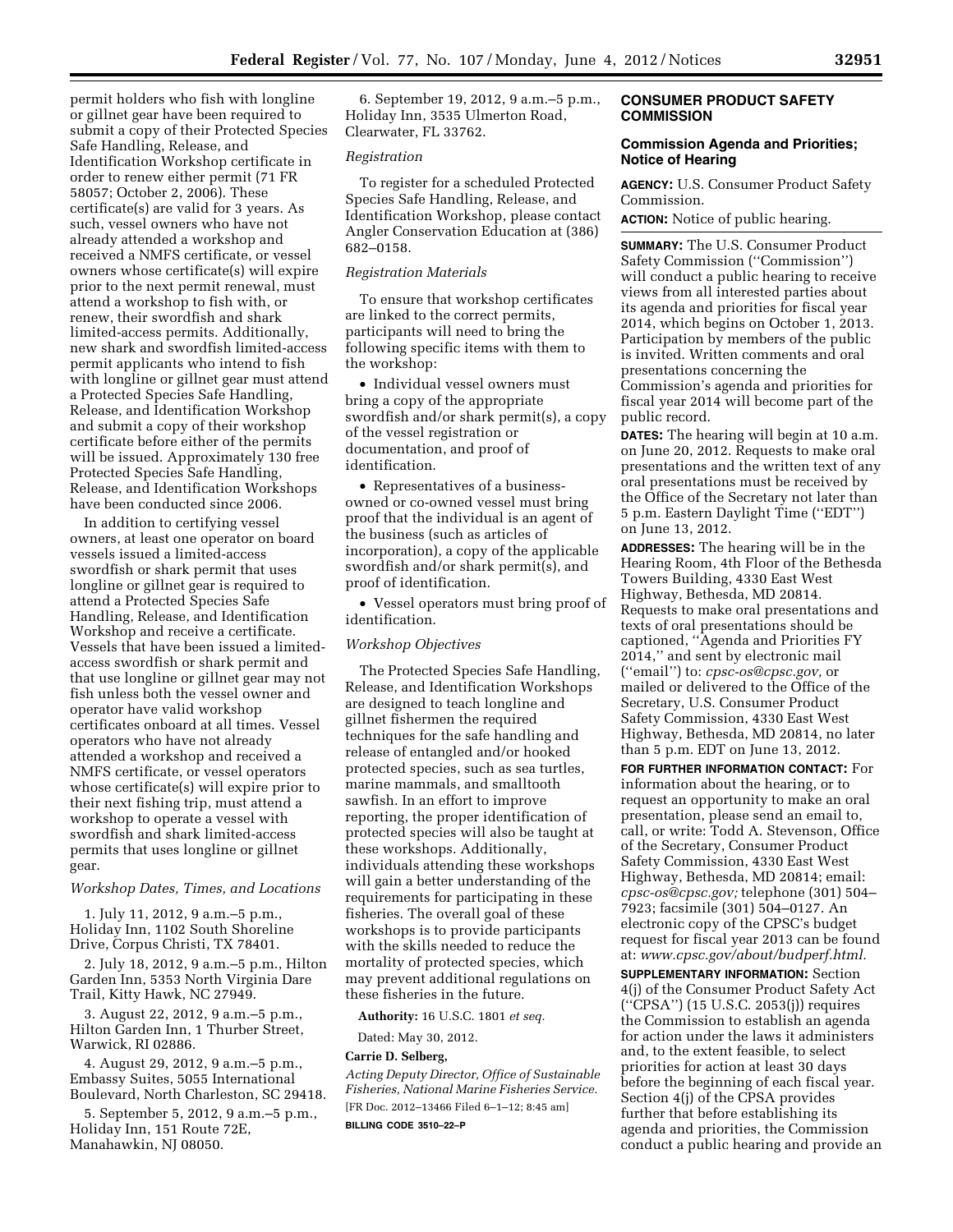permit holders who fish with longline or gillnet gear have been required to submit a copy of their Protected Species Safe Handling, Release, and Identification Workshop certificate in order to renew either permit (71 FR 58057; October 2, 2006). These certificate(s) are valid for 3 years. As such, vessel owners who have not already attended a workshop and received a NMFS certificate, or vessel owners whose certificate(s) will expire prior to the next permit renewal, must attend a workshop to fish with, or renew, their swordfish and shark limited-access permits. Additionally, new shark and swordfish limited-access permit applicants who intend to fish with longline or gillnet gear must attend a Protected Species Safe Handling, Release, and Identification Workshop and submit a copy of their workshop certificate before either of the permits will be issued. Approximately 130 free Protected Species Safe Handling, Release, and Identification Workshops have been conducted since 2006.

In addition to certifying vessel owners, at least one operator on board vessels issued a limited-access swordfish or shark permit that uses longline or gillnet gear is required to attend a Protected Species Safe Handling, Release, and Identification Workshop and receive a certificate. Vessels that have been issued a limited-access swordfish or shark permit and that use longline or gillnet gear may not fish unless both the vessel owner and operator have valid workshop certificates onboard at all times. Vessel operators who have not already attended a workshop and received a NMFS certificate, or vessel operators whose certificate(s) will expire prior to their next fishing trip, must attend a workshop to operate a vessel with swordfish and shark limited-access permits that uses longline or gillnet gear.

*Workshop Dates, Times, and Locations*

1. July 11, 2012, 9 a.m.–5 p.m., Holiday Inn, 1102 South Shoreline Drive, Corpus Christi, TX 78401.

2. July 18, 2012, 9 a.m.–5 p.m., Hilton Garden Inn, 5353 North Virginia Dare Trail, Kitty Hawk, NC 27949.

3. August 22, 2012, 9 a.m.–5 p.m., Hilton Garden Inn, 1 Thurber Street, Warwick, RI 02886.

4. August 29, 2012, 9 a.m.–5 p.m., Embassy Suites, 5055 International Boulevard, North Charleston, SC 29418.

5. September 5, 2012, 9 a.m.–5 p.m., Holiday Inn, 151 Route 72E, Manahawkin, NJ 08050.

6. September 19, 2012, 9 a.m.–5 p.m., Holiday Inn, 3535 Ulmerton Road, Clearwater, FL 33762.

*Registration*

To register for a scheduled Protected Species Safe Handling, Release, and Identification Workshop, please contact Angler Conservation Education at (386) 682–0158.

*Registration Materials*

To ensure that workshop certificates are linked to the correct permits, participants will need to bring the following specific items with them to the workshop:

- Individual vessel owners must bring a copy of the appropriate swordfish and/or shark permit(s), a copy of the vessel registration or documentation, and proof of identification.
- Representatives of a business-owned or co-owned vessel must bring proof that the individual is an agent of the business (such as articles of incorporation), a copy of the applicable swordfish and/or shark permit(s), and proof of identification.
- Vessel operators must bring proof of identification.

*Workshop Objectives*

The Protected Species Safe Handling, Release, and Identification Workshops are designed to teach longline and gillnet fishermen the required techniques for the safe handling and release of entangled and/or hooked protected species, such as sea turtles, marine mammals, and smalltooth sawfish. In an effort to improve reporting, the proper identification of protected species will also be taught at these workshops. Additionally, individuals attending these workshops will gain a better understanding of the requirements for participating in these fisheries. The overall goal of these workshops is to provide participants with the skills needed to reduce the mortality of protected species, which may prevent additional regulations on these fisheries in the future.

**Authority:** 16 U.S.C. 1801 *et seq.*

Dated: May 30, 2012.

**Carrie D. Selberg,**

*Acting Deputy Director, Office of Sustainable Fisheries, National Marine Fisheries Service.*

[FR Doc. 2012–13466 Filed 6–1–12; 8:45 am]

**BILLING CODE 3510–22–P**

## CONSUMER PRODUCT SAFETY COMMISSION

### Commission Agenda and Priorities; Notice of Hearing

**AGENCY:** U.S. Consumer Product Safety Commission.

**ACTION:** Notice of public hearing.

**SUMMARY:** The U.S. Consumer Product Safety Commission (''Commission'') will conduct a public hearing to receive views from all interested parties about its agenda and priorities for fiscal year 2014, which begins on October 1, 2013. Participation by members of the public is invited. Written comments and oral presentations concerning the Commission's agenda and priorities for fiscal year 2014 will become part of the public record.

**DATES:** The hearing will begin at 10 a.m. on June 20, 2012. Requests to make oral presentations and the written text of any oral presentations must be received by the Office of the Secretary not later than 5 p.m. Eastern Daylight Time (''EDT'') on June 13, 2012.

**ADDRESSES:** The hearing will be in the Hearing Room, 4th Floor of the Bethesda Towers Building, 4330 East West Highway, Bethesda, MD 20814. Requests to make oral presentations and texts of oral presentations should be captioned, ''Agenda and Priorities FY 2014,'' and sent by electronic mail (''email'') to: *cpsc-os@cpsc.gov,* or mailed or delivered to the Office of the Secretary, U.S. Consumer Product Safety Commission, 4330 East West Highway, Bethesda, MD 20814, no later than 5 p.m. EDT on June 13, 2012.

**FOR FURTHER INFORMATION CONTACT:** For information about the hearing, or to request an opportunity to make an oral presentation, please send an email to, call, or write: Todd A. Stevenson, Office of the Secretary, Consumer Product Safety Commission, 4330 East West Highway, Bethesda, MD 20814; email: *cpsc-os@cpsc.gov;* telephone (301) 504–7923; facsimile (301) 504–0127. An electronic copy of the CPSC's budget request for fiscal year 2013 can be found at: *www.cpsc.gov/about/budperf.html.*

**SUPPLEMENTARY INFORMATION:** Section 4(j) of the Consumer Product Safety Act (''CPSA'') (15 U.S.C. 2053(j)) requires the Commission to establish an agenda for action under the laws it administers and, to the extent feasible, to select priorities for action at least 30 days before the beginning of each fiscal year. Section 4(j) of the CPSA provides further that before establishing its agenda and priorities, the Commission conduct a public hearing and provide an